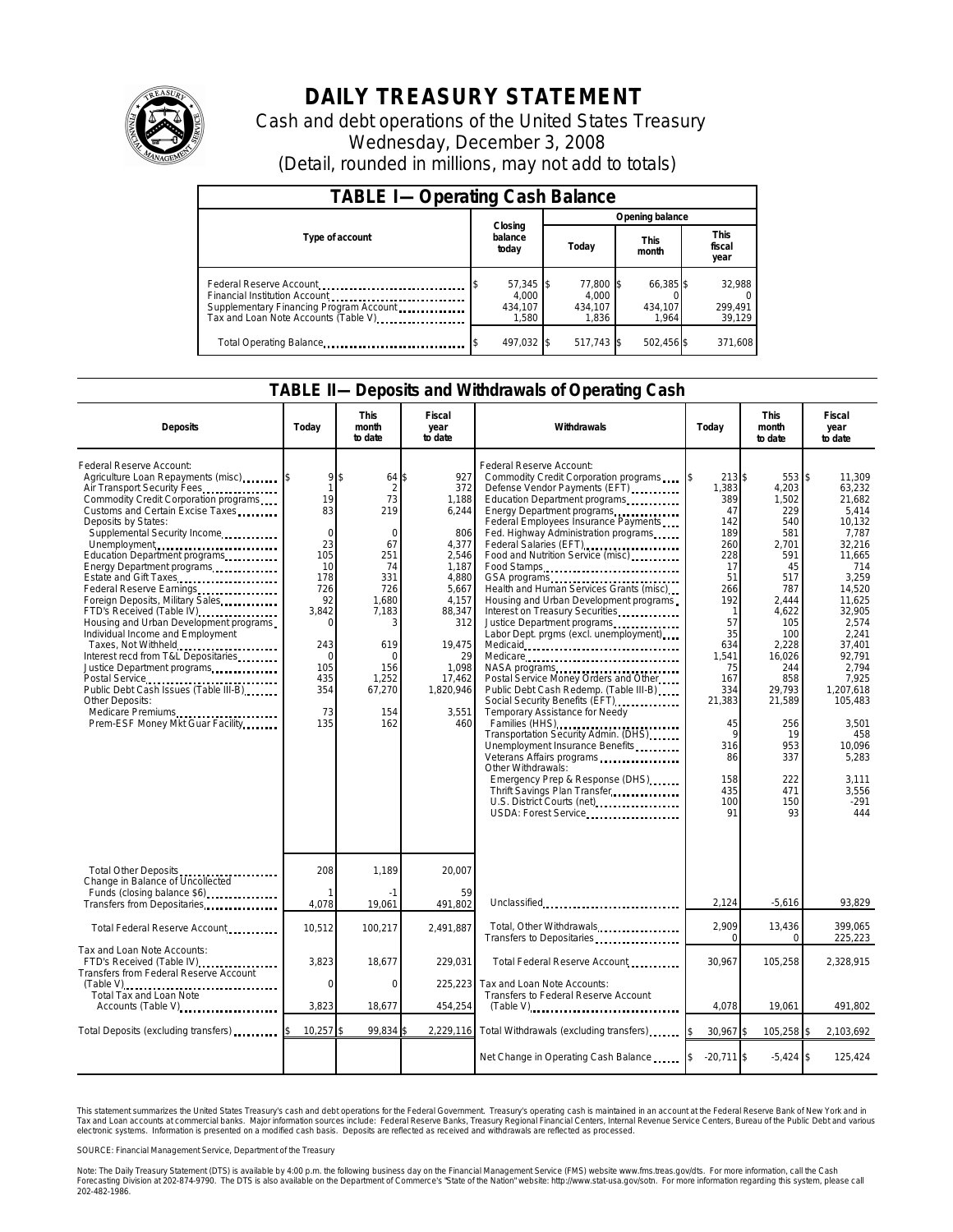# DAILY TREASURY STATEMENT

Cash and debt operations of the United States Treasury

Wednesday, December 3, 2008

(Detail, rounded in millions, may not add to totals)

## TABLE I— Operating Cash Balance

| Type of account | Closing balance today | Opening balance Today | Opening balance This month | Opening balance This fiscal year |
|---|---|---|---|---|
| Federal Reserve Account | $ 57,345 | $ 77,800 | $ 66,385 | $ 32,988 |
| Financial Institution Account | 4,000 | 4,000 | 0 | 0 |
| Supplementary Financing Program Account | 434,107 | 434,107 | 434,107 | 299,491 |
| Tax and Loan Note Accounts (Table V) | 1,580 | 1,836 | 1,964 | 39,129 |
| Total Operating Balance | $ 497,032 | $ 517,743 | $ 502,456 | $ 371,608 |

## TABLE II— Deposits and Withdrawals of Operating Cash

| Deposits | Today | This month to date | Fiscal year to date | Withdrawals | Today | This month to date | Fiscal year to date |
|---|---|---|---|---|---|---|---|
| Federal Reserve Account: | | | | Federal Reserve Account: | | | |
| Agriculture Loan Repayments (misc) | $ 9 | $ 64 | $ 927 | Commodity Credit Corporation programs | $ 213 | $ 553 | $ 11,309 |
| Air Transport Security Fees | 1 | 2 | 372 | Defense Vendor Payments (EFT) | 1,383 | 4,203 | 63,232 |
| Commodity Credit Corporation programs | 19 | 73 | 1,188 | Education Department programs | 389 | 1,502 | 21,682 |
| Customs and Certain Excise Taxes | 83 | 219 | 6,244 | Energy Department programs | 47 | 229 | 5,414 |
| Deposits by States: | | | | Federal Employees Insurance Payments | 142 | 540 | 10,132 |
| Supplemental Security Income | 0 | 0 | 806 | Fed. Highway Administration programs | 189 | 581 | 7,787 |
| Unemployment | 23 | 67 | 4,377 | Federal Salaries (EFT) | 260 | 2,701 | 32,216 |
| Education Department programs | 105 | 251 | 2,546 | Food and Nutrition Service (misc) | 228 | 591 | 11,665 |
| Energy Department programs | 10 | 74 | 1,187 | Food Stamps | 17 | 45 | 714 |
| Estate and Gift Taxes | 178 | 331 | 4,880 | GSA programs | 51 | 517 | 3,259 |
| Federal Reserve Earnings | 726 | 726 | 5,667 | Health and Human Services Grants (misc) | 266 | 787 | 14,520 |
| Foreign Deposits, Military Sales | 92 | 1,680 | 4,157 | Housing and Urban Development programs | 192 | 2,444 | 11,625 |
| FTD's Received (Table IV) | 3,842 | 7,183 | 88,347 | Interest on Treasury Securities | 1 | 4,622 | 32,905 |
| Housing and Urban Development programs | 0 | 3 | 312 | Justice Department programs | 57 | 105 | 2,574 |
| Individual Income and Employment | | | | Labor Dept. prgms (excl. unemployment) | 35 | 100 | 2,241 |
| Taxes, Not Withheld | 243 | 619 | 19,475 | Medicaid | 634 | 2,228 | 37,401 |
| Interest recd from T&L Depositaries | 0 | 0 | 29 | Medicare | 1,541 | 16,026 | 92,791 |
| Justice Department programs | 105 | 156 | 1,098 | NASA programs | 75 | 244 | 2,794 |
| Postal Service | 435 | 1,252 | 17,462 | Postal Service Money Orders and Other | 167 | 858 | 7,925 |
| Public Debt Cash Issues (Table III-B) | 354 | 67,270 | 1,820,946 | Public Debt Cash Redemp. (Table III-B) | 334 | 29,793 | 1,207,618 |
| Other Deposits: | | | | Social Security Benefits (EFT) | 21,383 | 21,589 | 105,483 |
| Medicare Premiums | 73 | 154 | 3,551 | Temporary Assistance for Needy | | | |
| Prem-ESF Money Mkt Guar Facility | 135 | 162 | 460 | Families (HHS) | 45 | 256 | 3,501 |
| | | | | Transportation Security Admin. (DHS) | 9 | 19 | 458 |
| | | | | Unemployment Insurance Benefits | 316 | 953 | 10,096 |
| | | | | Veterans Affairs programs | 86 | 337 | 5,283 |
| | | | | Other Withdrawals: | | | |
| | | | | Emergency Prep & Response (DHS) | 158 | 222 | 3,111 |
| | | | | Thrift Savings Plan Transfer | 435 | 471 | 3,556 |
| | | | | U.S. District Courts (net) | 100 | 150 | -291 |
| | | | | USDA: Forest Service | 91 | 93 | 444 |
| Total Other Deposits | 208 | 1,189 | 20,007 | | | | |
| Change in Balance of Uncollected Funds (closing balance $6) | 1 | -1 | 59 | | | | |
| Transfers from Depositaries | 4,078 | 19,061 | 491,802 | Unclassified | 2,124 | -5,616 | 93,829 |
| Total Federal Reserve Account | 10,512 | 100,217 | 2,491,887 | Total, Other Withdrawals | 2,909 | 13,436 | 399,065 |
| | | | | Transfers to Depositaries | 0 | 0 | 225,223 |
| Tax and Loan Note Accounts: | | | | | | | |
| FTD's Received (Table IV) | 3,823 | 18,677 | 229,031 | Total Federal Reserve Account | 30,967 | 105,258 | 2,328,915 |
| Transfers from Federal Reserve Account (Table V) | 0 | 0 | 225,223 | Tax and Loan Note Accounts: | | | |
| Total Tax and Loan Note Accounts (Table V) | 3,823 | 18,677 | 454,254 | Transfers to Federal Reserve Account (Table V) | 4,078 | 19,061 | 491,802 |
| Total Deposits (excluding transfers) | $ 10,257 | $ 99,834 | $ 2,229,116 | Total Withdrawals (excluding transfers) | $ 30,967 | $ 105,258 | $ 2,103,692 |
| | | | | Net Change in Operating Cash Balance | $ -20,711 | $ -5,424 | $ 125,424 |

This statement summarizes the United States Treasury's cash and debt operations for the Federal Government. Treasury's operating cash is maintained in an account at the Federal Reserve Bank of New York and in Tax and Loan accounts at commercial banks. Major information sources include: Federal Reserve Banks, Treasury Regional Financial Centers, Internal Revenue Service Centers, Bureau of the Public Debt and various electronic systems. Information is presented on a modified cash basis. Deposits are reflected as received and withdrawals are reflected as processed.

SOURCE: Financial Management Service, Department of the Treasury

Note: The Daily Treasury Statement (DTS) is available by 4:00 p.m. the following business day on the Financial Management Service (FMS) website www.fms.treas.gov/dts. For more information, call the Cash Forecasting Division at 202-874-9790. The DTS is also available on the Department of Commerce's "State of the Nation" website: http://www.stat-usa.gov/sotn. For more information regarding this system, please call 202-482-1986.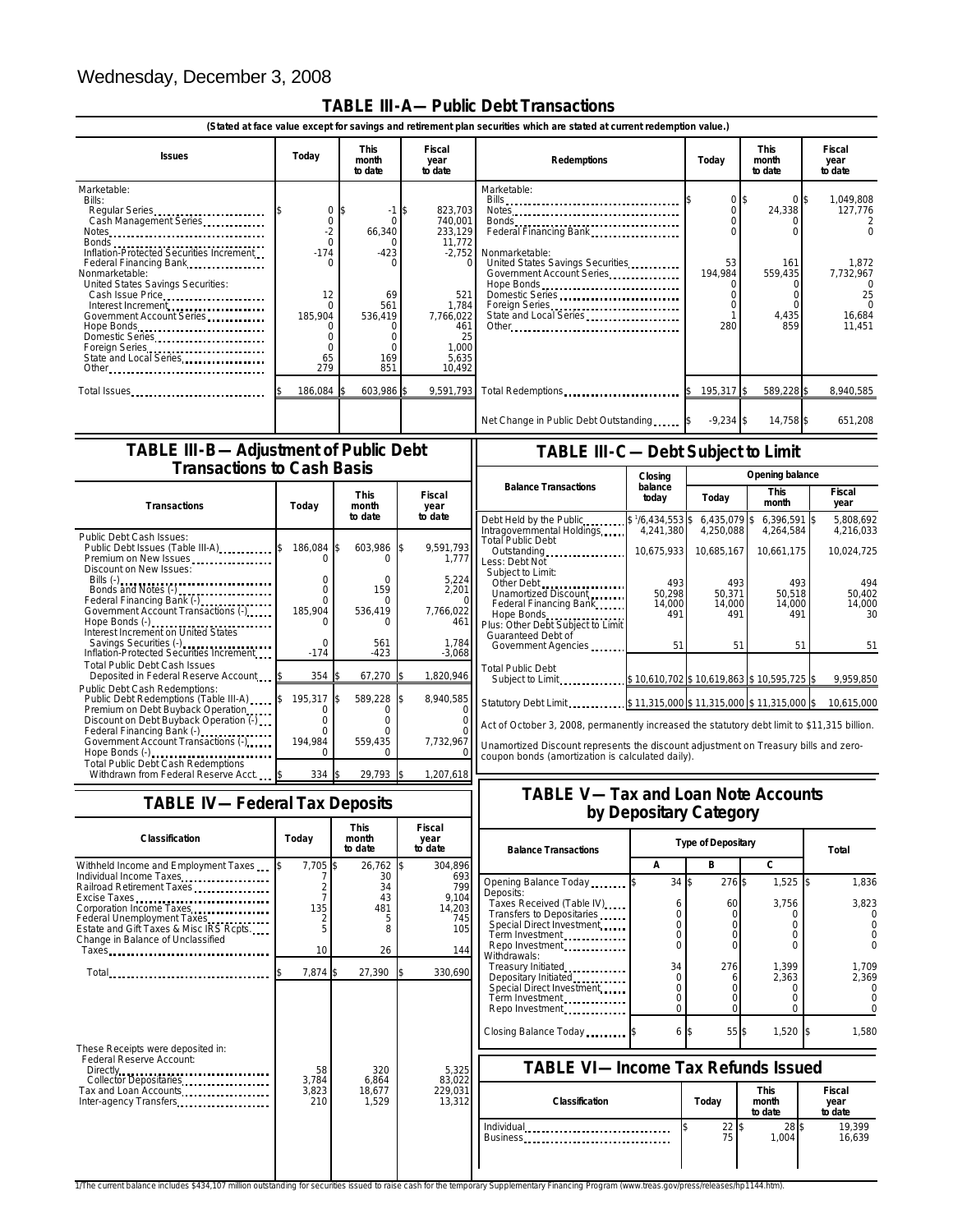Wednesday, December 3, 2008

## TABLE III-A— Public Debt Transactions

(Stated at face value except for savings and retirement plan securities which are stated at current redemption value.)

| Issues | Today | This month to date | Fiscal year to date |
|---|---|---|---|
| Marketable: | | | |
| Bills: | | | |
| Regular Series | $ 0 | $ -1 | $ 823,703 |
| Cash Management Series | 0 | 0 | 740,001 |
| Notes | -2 | 66,340 | 233,129 |
| Bonds | 0 | 0 | 11,772 |
| Inflation-Protected Securities Increment | -174 | -423 | -2,752 |
| Federal Financing Bank | 0 | 0 | 0 |
| Nonmarketable: | | | |
| United States Savings Securities: | | | |
| Cash Issue Price | 12 | 69 | 521 |
| Interest Increment | 0 | 561 | 1,784 |
| Government Account Series | 185,904 | 536,419 | 7,766,022 |
| Hope Bonds | 0 | 0 | 461 |
| Domestic Series | 0 | 0 | 25 |
| Foreign Series | 0 | 0 | 1,000 |
| State and Local Series | 65 | 169 | 5,635 |
| Other | 279 | 851 | 10,492 |
| Total Issues | $ 186,084 | $ 603,986 | $ 9,591,793 |

| Redemptions | Today | This month to date | Fiscal year to date |
|---|---|---|---|
| Marketable: | | | |
| Bills | $ 0 | $ 0 | $ 1,049,808 |
| Notes | 0 | 24,338 | 127,776 |
| Bonds | 0 | 0 | 2 |
| Federal Financing Bank | 0 | 0 | 0 |
| Nonmarketable: | | | |
| United States Savings Securities | 53 | 161 | 1,872 |
| Government Account Series | 194,984 | 559,435 | 7,732,967 |
| Hope Bonds | 0 | 0 | 0 |
| Domestic Series | 0 | 0 | 25 |
| Foreign Series | 0 | 0 | 0 |
| State and Local Series | 1 | 4,435 | 16,684 |
| Other | 280 | 859 | 11,451 |
| Total Redemptions | $ 195,317 | $ 589,228 | $ 8,940,585 |
| Net Change in Public Debt Outstanding | $ -9,234 | $ 14,758 | $ 651,208 |

## TABLE III-B— Adjustment of Public Debt Transactions to Cash Basis

| Transactions | Today | This month to date | Fiscal year to date |
|---|---|---|---|
| Public Debt Cash Issues: | | | |
| Public Debt Issues (Table III-A) | $ 186,084 | $ 603,986 | $ 9,591,793 |
| Premium on New Issues | 0 | 0 | 1,777 |
| Discount on New Issues: | | | |
| Bills (-) | 0 | 0 | 5,224 |
| Bonds and Notes (-) | 0 | 159 | 2,201 |
| Federal Financing Bank (-) | 0 | 0 | 0 |
| Government Account Transactions (-) | 185,904 | 536,419 | 7,766,022 |
| Hope Bonds (-) | 0 | 0 | 461 |
| Interest Increment on United States Savings Securities (-) | 0 | 561 | 1,784 |
| Inflation-Protected Securities Increment | -174 | -423 | -3,068 |
| Total Public Debt Cash Issues Deposited in Federal Reserve Account | $ 354 | $ 67,270 | $ 1,820,946 |
| Public Debt Cash Redemptions: | | | |
| Public Debt Redemptions (Table III-A) | $ 195,317 | $ 589,228 | $ 8,940,585 |
| Premium on Debt Buyback Operation | 0 | 0 | 0 |
| Discount on Debt Buyback Operation (-) | 0 | 0 | 0 |
| Federal Financing Bank (-) | 0 | 0 | 0 |
| Government Account Transactions (-) | 194,984 | 559,435 | 7,732,967 |
| Hope Bonds (-) | 0 | 0 | 0 |
| Total Public Debt Cash Redemptions Withdrawn from Federal Reserve Acct. | $ 334 | $ 29,793 | $ 1,207,618 |

## TABLE III-C— Debt Subject to Limit

| Balance Transactions | Closing balance today | Opening balance Today | Opening balance This month | Opening balance Fiscal year |
|---|---|---|---|---|
| Debt Held by the Public | $ [1]6,434,553 | $ 6,435,079 | $ 6,396,591 | $ 5,808,692 |
| Intragovernmental Holdings | 4,241,380 | 4,250,088 | 4,264,584 | 4,216,033 |
| Total Public Debt Outstanding | 10,675,933 | 10,685,167 | 10,661,175 | 10,024,725 |
| Less: Debt Not Subject to Limit: | | | | |
| Other Debt | 493 | 493 | 493 | 494 |
| Unamortized Discount | 50,298 | 50,371 | 50,518 | 50,402 |
| Federal Financing Bank | 14,000 | 14,000 | 14,000 | 14,000 |
| Hope Bonds | 491 | 491 | 491 | 30 |
| Plus: Other Debt Subject to Limit | | | | |
| Guaranteed Debt of Government Agencies | 51 | 51 | 51 | 51 |
| Total Public Debt Subject to Limit | $ 10,610,702 | $ 10,619,863 | $ 10,595,725 | $ 9,959,850 |
| Statutory Debt Limit | $ 11,315,000 | $ 11,315,000 | $ 11,315,000 | $ 10,615,000 |

Act of October 3, 2008, permanently increased the statutory debt limit to $11,315 billion.

Unamortized Discount represents the discount adjustment on Treasury bills and zero-coupon bonds (amortization is calculated daily).

## TABLE IV— Federal Tax Deposits

| Classification | Today | This month to date | Fiscal year to date |
|---|---|---|---|
| Withheld Income and Employment Taxes | $ 7,705 | $ 26,762 | $ 304,896 |
| Individual Income Taxes | 7 | 30 | 693 |
| Railroad Retirement Taxes | 2 | 34 | 799 |
| Excise Taxes | 7 | 43 | 9,104 |
| Corporation Income Taxes | 135 | 481 | 14,203 |
| Federal Unemployment Taxes | 2 | 5 | 745 |
| Estate and Gift Taxes & Misc IRS Rcpts. | 5 | 8 | 105 |
| Change in Balance of Unclassified Taxes | 10 | 26 | 144 |
| Total | $ 7,874 | $ 27,390 | $ 330,690 |
| These Receipts were deposited in: | | | |
| Federal Reserve Account: | | | |
| Directly | 58 | 320 | 5,325 |
| Collector Depositaries | 3,784 | 6,864 | 83,022 |
| Tax and Loan Accounts | 3,823 | 18,677 | 229,031 |
| Inter-agency Transfers | 210 | 1,529 | 13,312 |

## TABLE V— Tax and Loan Note Accounts by Depositary Category

| Balance Transactions | Type of Depositary A | Type of Depositary B | Type of Depositary C | Total |
|---|---|---|---|---|
| Opening Balance Today | $ 34 | $ 276 | $ 1,525 | $ 1,836 |
| Deposits: | | | | |
| Taxes Received (Table IV) | 6 | 60 | 3,756 | 3,823 |
| Transfers to Depositaries | 0 | 0 | 0 | 0 |
| Special Direct Investment | 0 | 0 | 0 | 0 |
| Term Investment | 0 | 0 | 0 | 0 |
| Repo Investment | 0 | 0 | 0 | 0 |
| Withdrawals: | | | | |
| Treasury Initiated | 34 | 276 | 1,399 | 1,709 |
| Depositary Initiated | 0 | 6 | 2,363 | 2,369 |
| Special Direct Investment | 0 | 0 | 0 | 0 |
| Term Investment | 0 | 0 | 0 | 0 |
| Repo Investment | 0 | 0 | 0 | 0 |
| Closing Balance Today | $ 6 | $ 55 | $ 1,520 | $ 1,580 |

## TABLE VI— Income Tax Refunds Issued

| Classification | Today | This month to date | Fiscal year to date |
|---|---|---|---|
| Individual | $ 22 | $ 28 | $ 19,399 |
| Business | 75 | 1,004 | 16,639 |

1/The current balance includes $434,107 million outstanding for securities issued to raise cash for the temporary Supplementary Financing Program (www.treas.gov/press/releases/hp1144.htm).